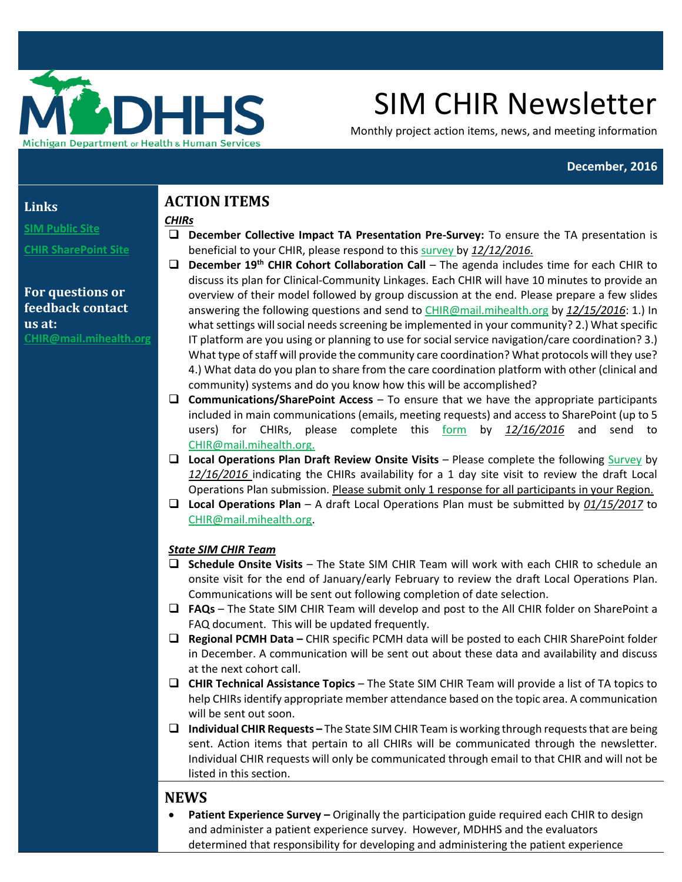Michigan Department of Health & Human Services

# SIM CHIR Newsletter

Monthly project action items, news, and meeting information

**December, 2016**

**Links**

SIM Public Site

CHIR SharePoint Site

**For questions or feedback contact us at:**
CHIR@mail.mihealth.org

## ACTION ITEMS

***CHIRs***

- **December Collective Impact TA Presentation Pre-Survey:** To ensure the TA presentation is beneficial to your CHIR, please respond to this survey by ***12/12/2016.***
- **December 19th CHIR Cohort Collaboration Call** – The agenda includes time for each CHIR to discuss its plan for Clinical-Community Linkages. Each CHIR will have 10 minutes to provide an overview of their model followed by group discussion at the end. Please prepare a few slides answering the following questions and send to CHIR@mail.mihealth.org by ***12/15/2016***: 1.) In what settings will social needs screening be implemented in your community? 2.) What specific IT platform are you using or planning to use for social service navigation/care coordination? 3.) What type of staff will provide the community care coordination? What protocols will they use? 4.) What data do you plan to share from the care coordination platform with other (clinical and community) systems and do you know how this will be accomplished?
- **Communications/SharePoint Access** – To ensure that we have the appropriate participants included in main communications (emails, meeting requests) and access to SharePoint (up to 5 users) for CHIRs, please complete this form by ***12/16/2016*** and send to CHIR@mail.mihealth.org.
- **Local Operations Plan Draft Review Onsite Visits** – Please complete the following Survey by ***12/16/2016*** indicating the CHIRs availability for a 1 day site visit to review the draft Local Operations Plan submission. Please submit only 1 response for all participants in your Region.
- **Local Operations Plan** – A draft Local Operations Plan must be submitted by ***01/15/2017*** to CHIR@mail.mihealth.org.

***State SIM CHIR Team***

- **Schedule Onsite Visits** – The State SIM CHIR Team will work with each CHIR to schedule an onsite visit for the end of January/early February to review the draft Local Operations Plan. Communications will be sent out following completion of date selection.
- **FAQs** – The State SIM CHIR Team will develop and post to the All CHIR folder on SharePoint a FAQ document. This will be updated frequently.
- **Regional PCMH Data –** CHIR specific PCMH data will be posted to each CHIR SharePoint folder in December. A communication will be sent out about these data and availability and discuss at the next cohort call.
- **CHIR Technical Assistance Topics** – The State SIM CHIR Team will provide a list of TA topics to help CHIRs identify appropriate member attendance based on the topic area. A communication will be sent out soon.
- **Individual CHIR Requests –** The State SIM CHIR Team is working through requests that are being sent. Action items that pertain to all CHIRs will be communicated through the newsletter. Individual CHIR requests will only be communicated through email to that CHIR and will not be listed in this section.

## NEWS

- **Patient Experience Survey –** Originally the participation guide required each CHIR to design and administer a patient experience survey. However, MDHHS and the evaluators determined that responsibility for developing and administering the patient experience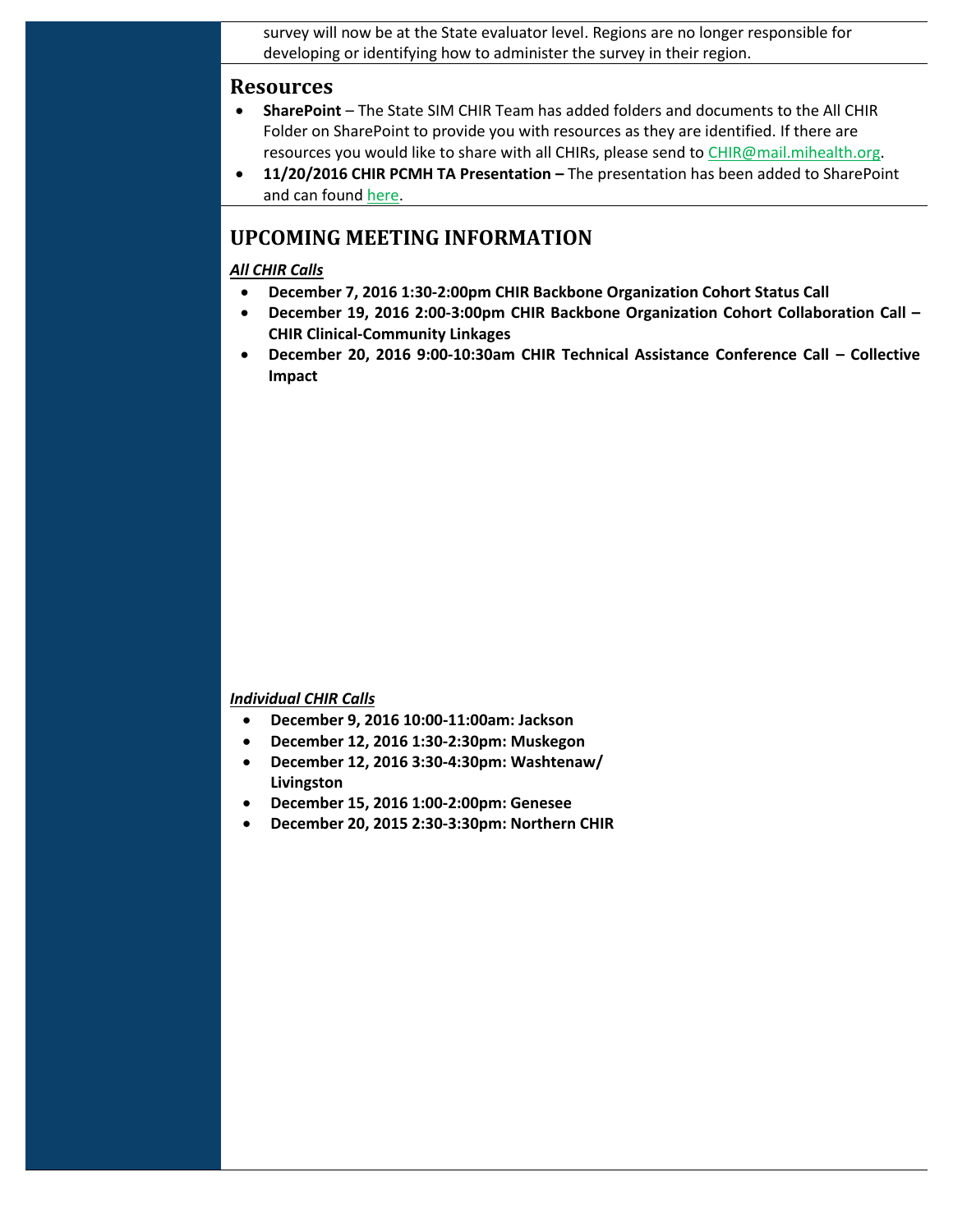survey will now be at the State evaluator level. Regions are no longer responsible for developing or identifying how to administer the survey in their region.

## Resources

- **SharePoint** – The State SIM CHIR Team has added folders and documents to the All CHIR Folder on SharePoint to provide you with resources as they are identified. If there are resources you would like to share with all CHIRs, please send to CHIR@mail.mihealth.org.
- **11/20/2016 CHIR PCMH TA Presentation –** The presentation has been added to SharePoint and can found here.

## UPCOMING MEETING INFORMATION

***All CHIR Calls***

- **December 7, 2016 1:30-2:00pm CHIR Backbone Organization Cohort Status Call**
- **December 19, 2016 2:00-3:00pm CHIR Backbone Organization Cohort Collaboration Call – CHIR Clinical-Community Linkages**
- **December 20, 2016 9:00-10:30am CHIR Technical Assistance Conference Call – Collective Impact**

***Individual CHIR Calls***

- **December 9, 2016 10:00-11:00am: Jackson**
- **December 12, 2016 1:30-2:30pm: Muskegon**
- **December 12, 2016 3:30-4:30pm: Washtenaw/ Livingston**
- **December 15, 2016 1:00-2:00pm: Genesee**
- **December 20, 2015 2:30-3:30pm: Northern CHIR**